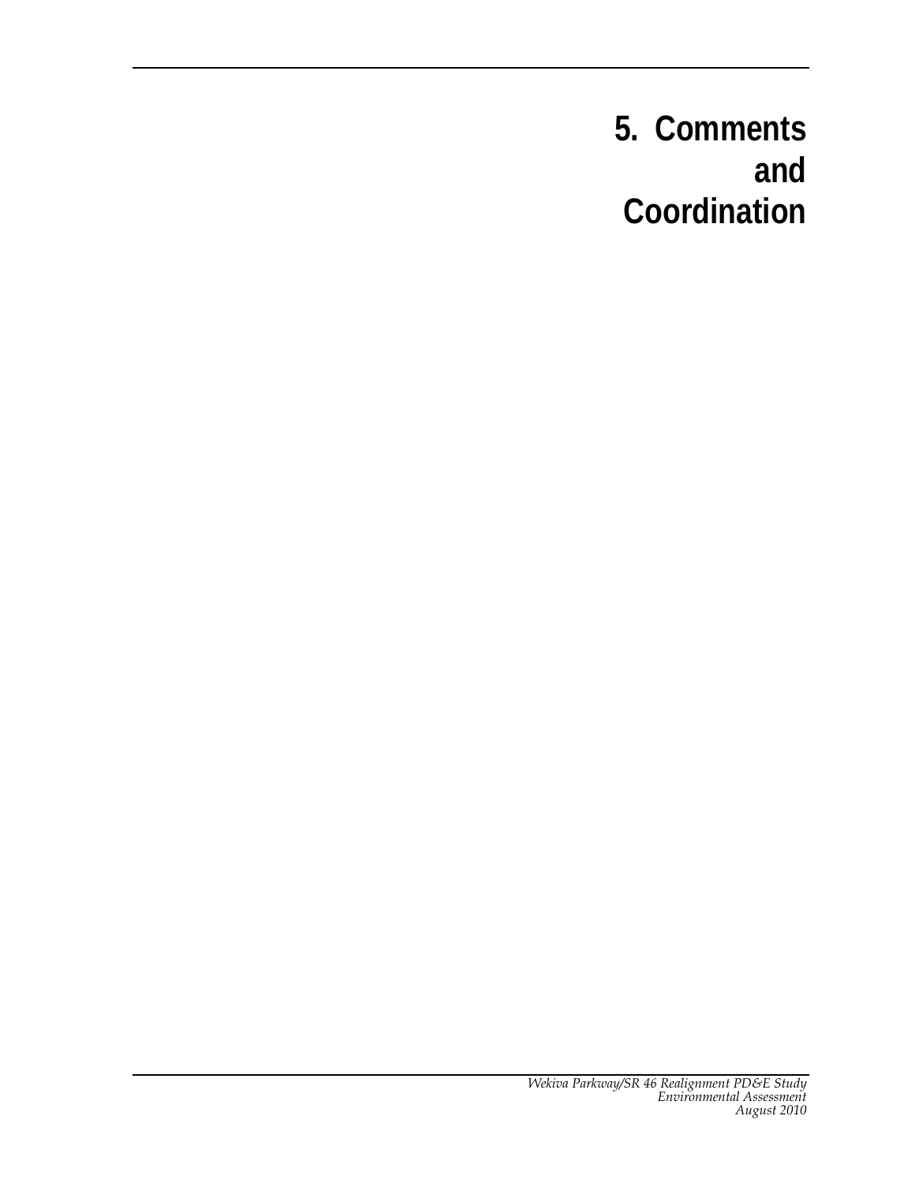# 5. Comments and Coordination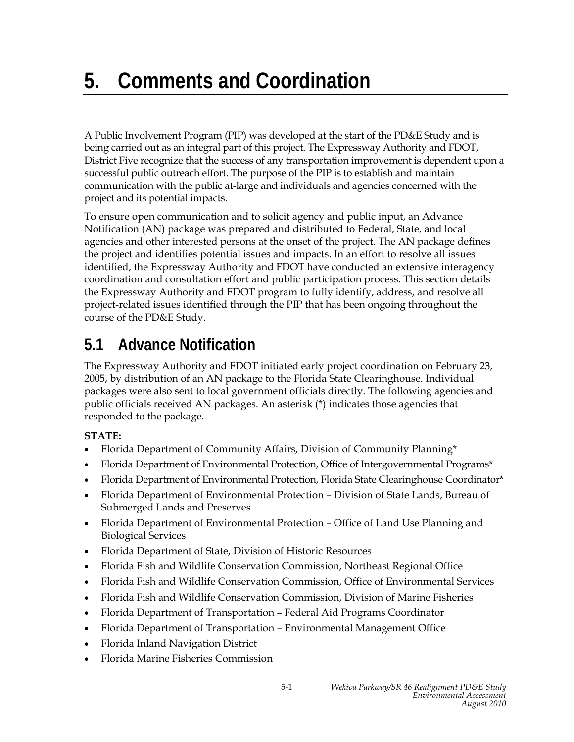# 5. Comments and Coordination

A Public Involvement Program (PIP) was developed at the start of the PD&E Study and is being carried out as an integral part of this project. The Expressway Authority and FDOT, District Five recognize that the success of any transportation improvement is dependent upon a successful public outreach effort. The purpose of the PIP is to establish and maintain communication with the public at-large and individuals and agencies concerned with the project and its potential impacts.

To ensure open communication and to solicit agency and public input, an Advance Notification (AN) package was prepared and distributed to Federal, State, and local agencies and other interested persons at the onset of the project. The AN package defines the project and identifies potential issues and impacts. In an effort to resolve all issues identified, the Expressway Authority and FDOT have conducted an extensive interagency coordination and consultation effort and public participation process. This section details the Expressway Authority and FDOT program to fully identify, address, and resolve all project-related issues identified through the PIP that has been ongoing throughout the course of the PD&E Study.

## 5.1 Advance Notification

The Expressway Authority and FDOT initiated early project coordination on February 23, 2005, by distribution of an AN package to the Florida State Clearinghouse. Individual packages were also sent to local government officials directly. The following agencies and public officials received AN packages. An asterisk (*) indicates those agencies that responded to the package.

**STATE:**

- Florida Department of Community Affairs, Division of Community Planning*
- Florida Department of Environmental Protection, Office of Intergovernmental Programs*
- Florida Department of Environmental Protection, Florida State Clearinghouse Coordinator*
- Florida Department of Environmental Protection – Division of State Lands, Bureau of Submerged Lands and Preserves
- Florida Department of Environmental Protection – Office of Land Use Planning and Biological Services
- Florida Department of State, Division of Historic Resources
- Florida Fish and Wildlife Conservation Commission, Northeast Regional Office
- Florida Fish and Wildlife Conservation Commission, Office of Environmental Services
- Florida Fish and Wildlife Conservation Commission, Division of Marine Fisheries
- Florida Department of Transportation – Federal Aid Programs Coordinator
- Florida Department of Transportation – Environmental Management Office
- Florida Inland Navigation District
- Florida Marine Fisheries Commission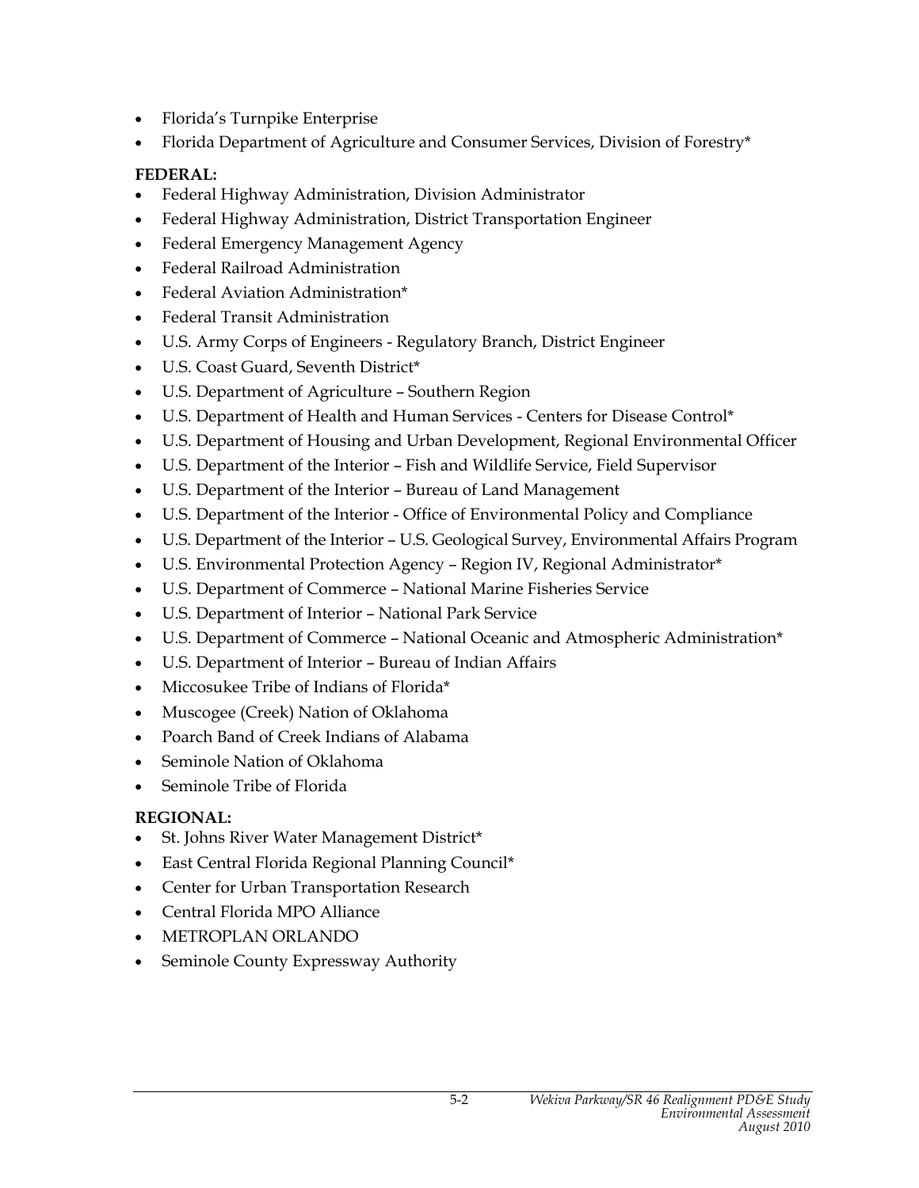- Florida's Turnpike Enterprise
- Florida Department of Agriculture and Consumer Services, Division of Forestry*

**FEDERAL:**

- Federal Highway Administration, Division Administrator
- Federal Highway Administration, District Transportation Engineer
- Federal Emergency Management Agency
- Federal Railroad Administration
- Federal Aviation Administration*
- Federal Transit Administration
- U.S. Army Corps of Engineers - Regulatory Branch, District Engineer
- U.S. Coast Guard, Seventh District*
- U.S. Department of Agriculture – Southern Region
- U.S. Department of Health and Human Services - Centers for Disease Control*
- U.S. Department of Housing and Urban Development, Regional Environmental Officer
- U.S. Department of the Interior – Fish and Wildlife Service, Field Supervisor
- U.S. Department of the Interior – Bureau of Land Management
- U.S. Department of the Interior - Office of Environmental Policy and Compliance
- U.S. Department of the Interior – U.S. Geological Survey, Environmental Affairs Program
- U.S. Environmental Protection Agency – Region IV, Regional Administrator*
- U.S. Department of Commerce – National Marine Fisheries Service
- U.S. Department of Interior – National Park Service
- U.S. Department of Commerce – National Oceanic and Atmospheric Administration*
- U.S. Department of Interior – Bureau of Indian Affairs
- Miccosukee Tribe of Indians of Florida*
- Muscogee (Creek) Nation of Oklahoma
- Poarch Band of Creek Indians of Alabama
- Seminole Nation of Oklahoma
- Seminole Tribe of Florida

**REGIONAL:**

- St. Johns River Water Management District*
- East Central Florida Regional Planning Council*
- Center for Urban Transportation Research
- Central Florida MPO Alliance
- METROPLAN ORLANDO
- Seminole County Expressway Authority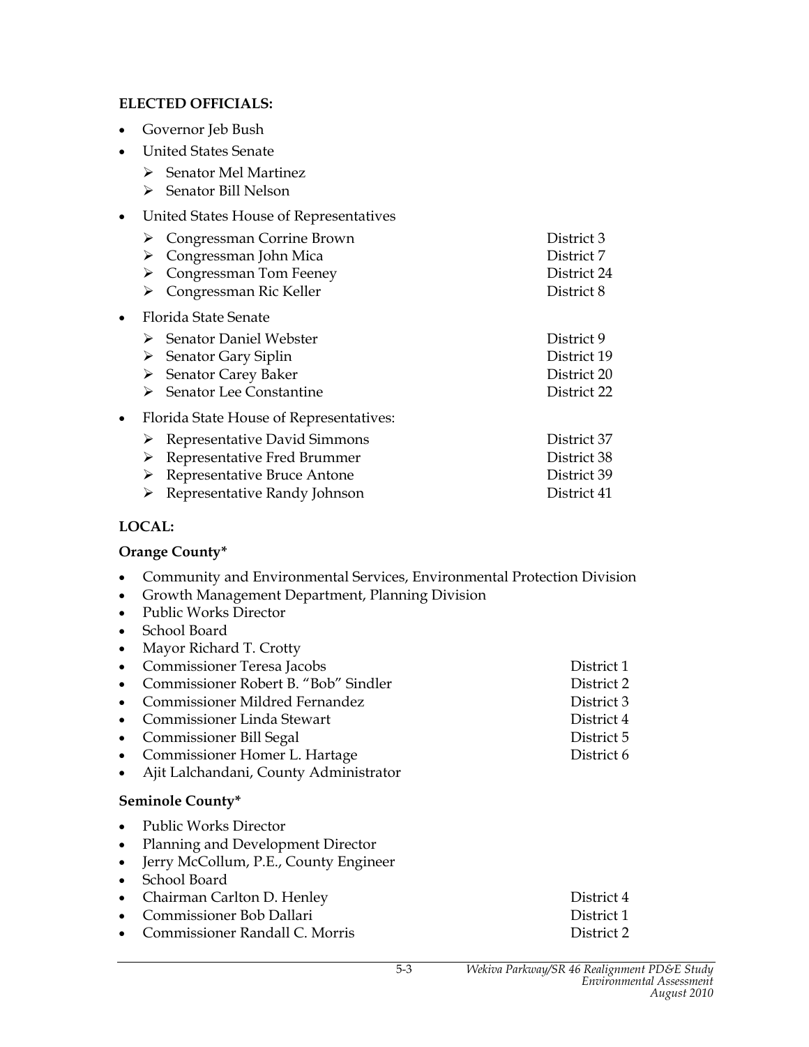**ELECTED OFFICIALS:**

- Governor Jeb Bush
- United States Senate
  - Senator Mel Martinez
  - Senator Bill Nelson
- United States House of Representatives
  - Congressman Corrine Brown — District 3
  - Congressman John Mica — District 7
  - Congressman Tom Feeney — District 24
  - Congressman Ric Keller — District 8
- Florida State Senate
  - Senator Daniel Webster — District 9
  - Senator Gary Siplin — District 19
  - Senator Carey Baker — District 20
  - Senator Lee Constantine — District 22
- Florida State House of Representatives:
  - Representative David Simmons — District 37
  - Representative Fred Brummer — District 38
  - Representative Bruce Antone — District 39
  - Representative Randy Johnson — District 41

**LOCAL:**

**Orange County***

- Community and Environmental Services, Environmental Protection Division
- Growth Management Department, Planning Division
- Public Works Director
- School Board
- Mayor Richard T. Crotty
- Commissioner Teresa Jacobs — District 1
- Commissioner Robert B. "Bob" Sindler — District 2
- Commissioner Mildred Fernandez — District 3
- Commissioner Linda Stewart — District 4
- Commissioner Bill Segal — District 5
- Commissioner Homer L. Hartage — District 6
- Ajit Lalchandani, County Administrator

**Seminole County***

- Public Works Director
- Planning and Development Director
- Jerry McCollum, P.E., County Engineer
- School Board
- Chairman Carlton D. Henley — District 4
- Commissioner Bob Dallari — District 1
- Commissioner Randall C. Morris — District 2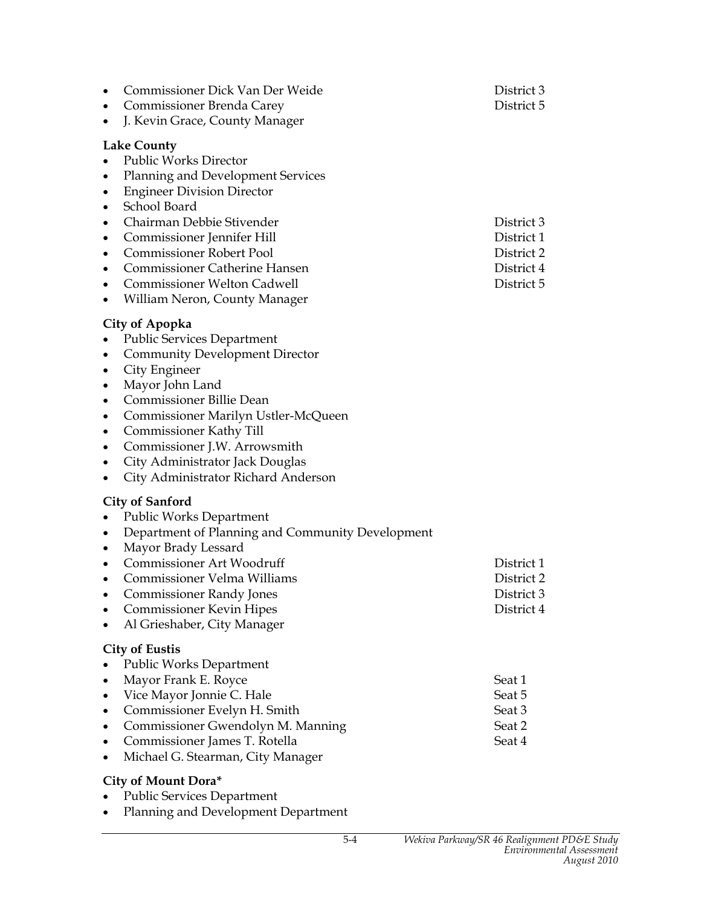- Commissioner Dick Van Der Weide District 3
- Commissioner Brenda Carey District 5
- J. Kevin Grace, County Manager

**Lake County**
- Public Works Director
- Planning and Development Services
- Engineer Division Director
- School Board
- Chairman Debbie Stivender District 3
- Commissioner Jennifer Hill District 1
- Commissioner Robert Pool District 2
- Commissioner Catherine Hansen District 4
- Commissioner Welton Cadwell District 5
- William Neron, County Manager

**City of Apopka**
- Public Services Department
- Community Development Director
- City Engineer
- Mayor John Land
- Commissioner Billie Dean
- Commissioner Marilyn Ustler-McQueen
- Commissioner Kathy Till
- Commissioner J.W. Arrowsmith
- City Administrator Jack Douglas
- City Administrator Richard Anderson

**City of Sanford**
- Public Works Department
- Department of Planning and Community Development
- Mayor Brady Lessard
- Commissioner Art Woodruff District 1
- Commissioner Velma Williams District 2
- Commissioner Randy Jones District 3
- Commissioner Kevin Hipes District 4
- Al Grieshaber, City Manager

**City of Eustis**
- Public Works Department
- Mayor Frank E. Royce Seat 1
- Vice Mayor Jonnie C. Hale Seat 5
- Commissioner Evelyn H. Smith Seat 3
- Commissioner Gwendolyn M. Manning Seat 2
- Commissioner James T. Rotella Seat 4
- Michael G. Stearman, City Manager

**City of Mount Dora***
- Public Services Department
- Planning and Development Department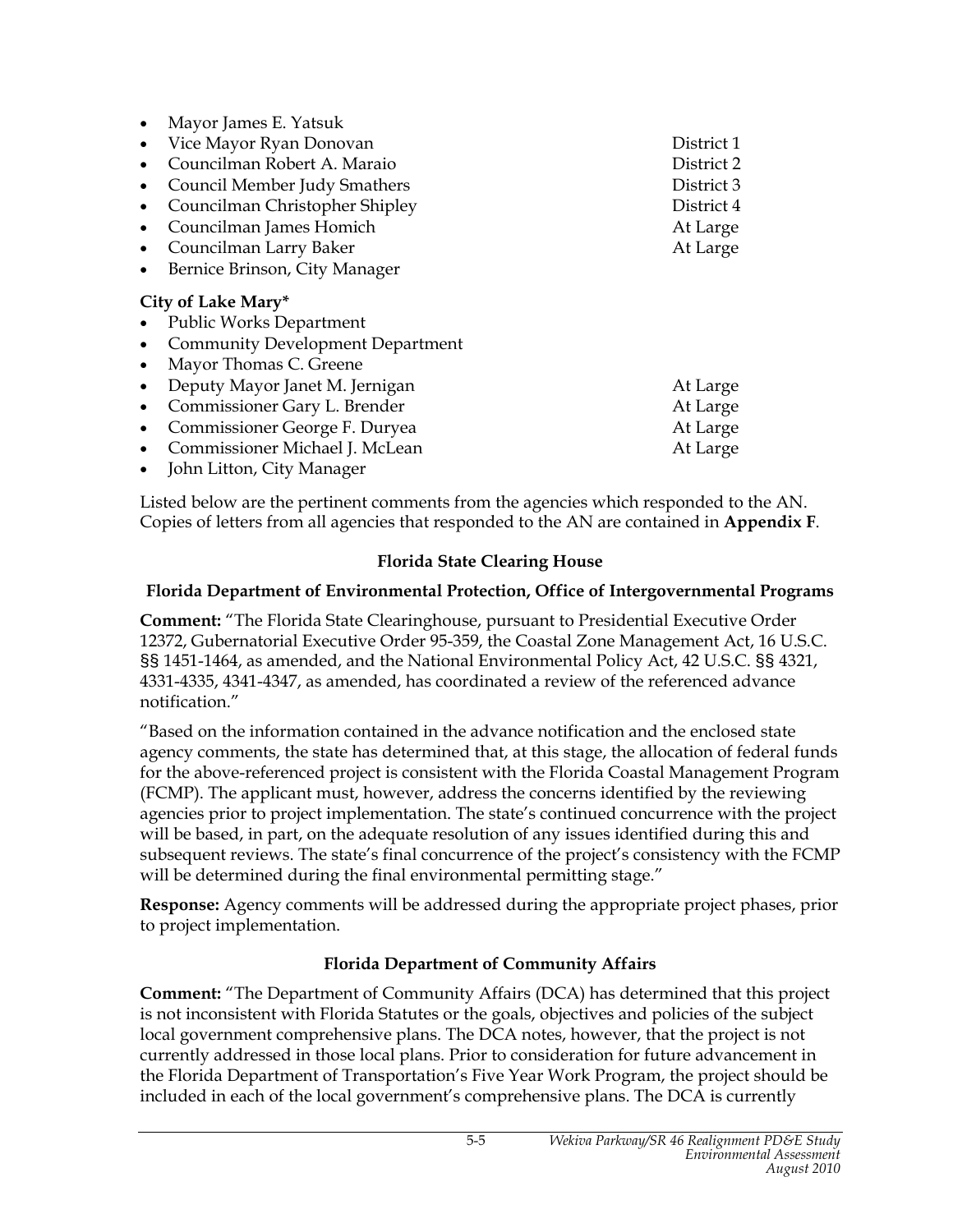- Mayor James E. Yatsuk
- Vice Mayor Ryan Donovan — District 1
- Councilman Robert A. Maraio — District 2
- Council Member Judy Smathers — District 3
- Councilman Christopher Shipley — District 4
- Councilman James Homich — At Large
- Councilman Larry Baker — At Large
- Bernice Brinson, City Manager

**City of Lake Mary***

- Public Works Department
- Community Development Department
- Mayor Thomas C. Greene
- Deputy Mayor Janet M. Jernigan — At Large
- Commissioner Gary L. Brender — At Large
- Commissioner George F. Duryea — At Large
- Commissioner Michael J. McLean — At Large
- John Litton, City Manager

Listed below are the pertinent comments from the agencies which responded to the AN. Copies of letters from all agencies that responded to the AN are contained in **Appendix F**.

**Florida State Clearing House**

**Florida Department of Environmental Protection, Office of Intergovernmental Programs**

**Comment:** "The Florida State Clearinghouse, pursuant to Presidential Executive Order 12372, Gubernatorial Executive Order 95-359, the Coastal Zone Management Act, 16 U.S.C. §§ 1451-1464, as amended, and the National Environmental Policy Act, 42 U.S.C. §§ 4321, 4331-4335, 4341-4347, as amended, has coordinated a review of the referenced advance notification."

"Based on the information contained in the advance notification and the enclosed state agency comments, the state has determined that, at this stage, the allocation of federal funds for the above-referenced project is consistent with the Florida Coastal Management Program (FCMP). The applicant must, however, address the concerns identified by the reviewing agencies prior to project implementation. The state's continued concurrence with the project will be based, in part, on the adequate resolution of any issues identified during this and subsequent reviews. The state's final concurrence of the project's consistency with the FCMP will be determined during the final environmental permitting stage."

**Response:** Agency comments will be addressed during the appropriate project phases, prior to project implementation.

**Florida Department of Community Affairs**

**Comment:** "The Department of Community Affairs (DCA) has determined that this project is not inconsistent with Florida Statutes or the goals, objectives and policies of the subject local government comprehensive plans. The DCA notes, however, that the project is not currently addressed in those local plans. Prior to consideration for future advancement in the Florida Department of Transportation's Five Year Work Program, the project should be included in each of the local government's comprehensive plans. The DCA is currently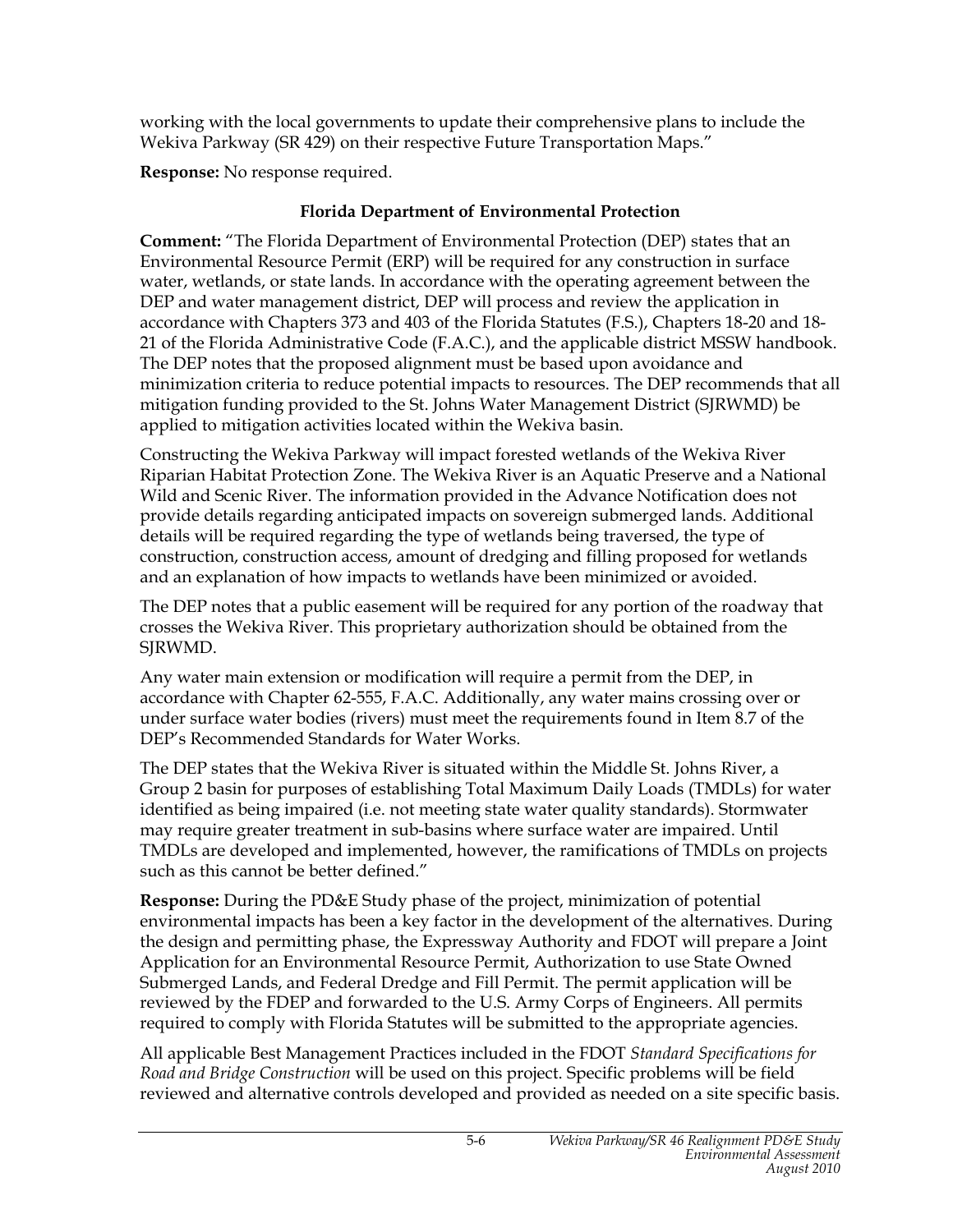working with the local governments to update their comprehensive plans to include the Wekiva Parkway (SR 429) on their respective Future Transportation Maps."

**Response:** No response required.

### Florida Department of Environmental Protection

**Comment:** "The Florida Department of Environmental Protection (DEP) states that an Environmental Resource Permit (ERP) will be required for any construction in surface water, wetlands, or state lands. In accordance with the operating agreement between the DEP and water management district, DEP will process and review the application in accordance with Chapters 373 and 403 of the Florida Statutes (F.S.), Chapters 18-20 and 18-21 of the Florida Administrative Code (F.A.C.), and the applicable district MSSW handbook. The DEP notes that the proposed alignment must be based upon avoidance and minimization criteria to reduce potential impacts to resources. The DEP recommends that all mitigation funding provided to the St. Johns Water Management District (SJRWMD) be applied to mitigation activities located within the Wekiva basin.

Constructing the Wekiva Parkway will impact forested wetlands of the Wekiva River Riparian Habitat Protection Zone. The Wekiva River is an Aquatic Preserve and a National Wild and Scenic River. The information provided in the Advance Notification does not provide details regarding anticipated impacts on sovereign submerged lands. Additional details will be required regarding the type of wetlands being traversed, the type of construction, construction access, amount of dredging and filling proposed for wetlands and an explanation of how impacts to wetlands have been minimized or avoided.

The DEP notes that a public easement will be required for any portion of the roadway that crosses the Wekiva River. This proprietary authorization should be obtained from the SJRWMD.

Any water main extension or modification will require a permit from the DEP, in accordance with Chapter 62-555, F.A.C. Additionally, any water mains crossing over or under surface water bodies (rivers) must meet the requirements found in Item 8.7 of the DEP's Recommended Standards for Water Works.

The DEP states that the Wekiva River is situated within the Middle St. Johns River, a Group 2 basin for purposes of establishing Total Maximum Daily Loads (TMDLs) for water identified as being impaired (i.e. not meeting state water quality standards). Stormwater may require greater treatment in sub-basins where surface water are impaired. Until TMDLs are developed and implemented, however, the ramifications of TMDLs on projects such as this cannot be better defined."

**Response:** During the PD&E Study phase of the project, minimization of potential environmental impacts has been a key factor in the development of the alternatives. During the design and permitting phase, the Expressway Authority and FDOT will prepare a Joint Application for an Environmental Resource Permit, Authorization to use State Owned Submerged Lands, and Federal Dredge and Fill Permit. The permit application will be reviewed by the FDEP and forwarded to the U.S. Army Corps of Engineers. All permits required to comply with Florida Statutes will be submitted to the appropriate agencies.

All applicable Best Management Practices included in the FDOT *Standard Specifications for Road and Bridge Construction* will be used on this project. Specific problems will be field reviewed and alternative controls developed and provided as needed on a site specific basis.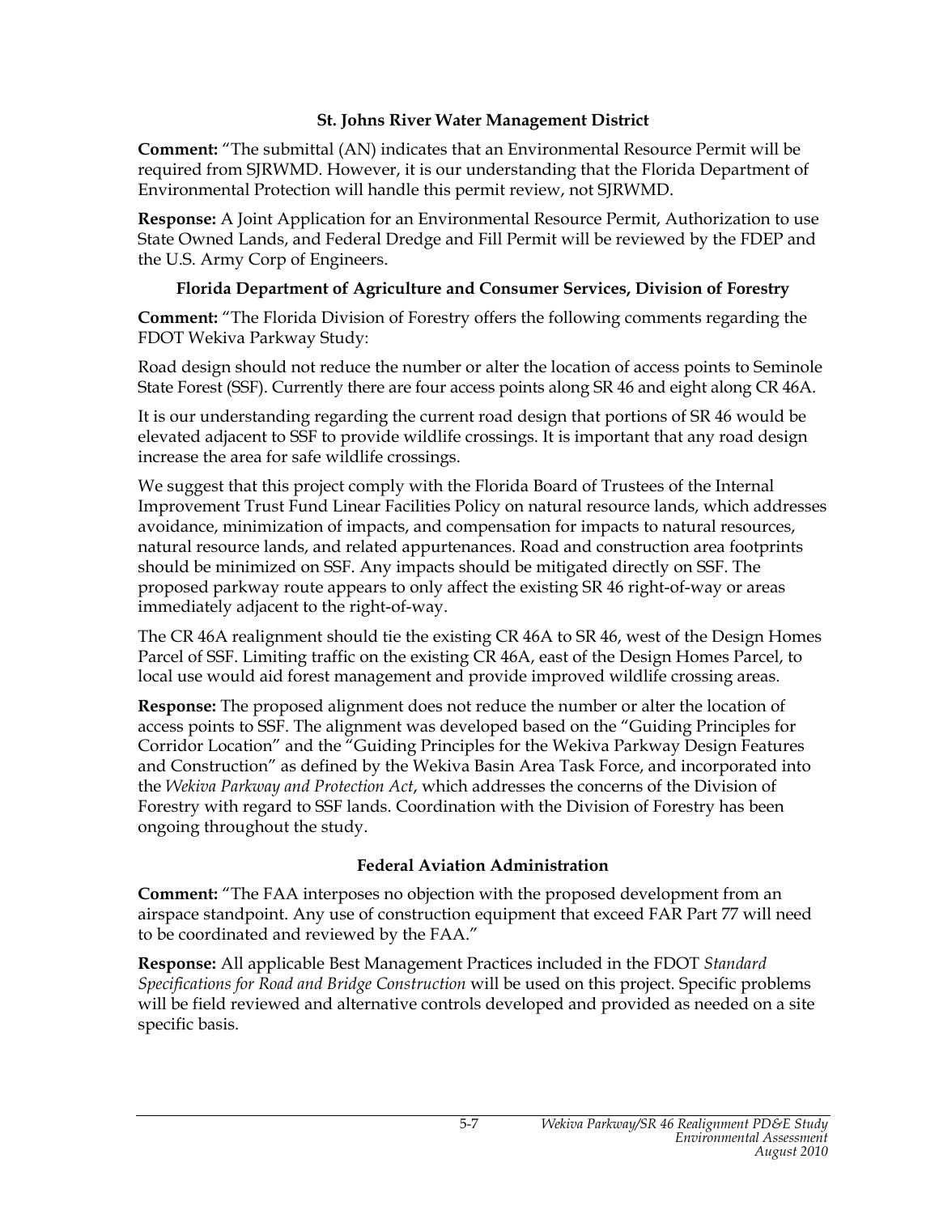### St. Johns River Water Management District

**Comment:** "The submittal (AN) indicates that an Environmental Resource Permit will be required from SJRWMD. However, it is our understanding that the Florida Department of Environmental Protection will handle this permit review, not SJRWMD.

**Response:** A Joint Application for an Environmental Resource Permit, Authorization to use State Owned Lands, and Federal Dredge and Fill Permit will be reviewed by the FDEP and the U.S. Army Corp of Engineers.

### Florida Department of Agriculture and Consumer Services, Division of Forestry

**Comment:** "The Florida Division of Forestry offers the following comments regarding the FDOT Wekiva Parkway Study:

Road design should not reduce the number or alter the location of access points to Seminole State Forest (SSF). Currently there are four access points along SR 46 and eight along CR 46A.

It is our understanding regarding the current road design that portions of SR 46 would be elevated adjacent to SSF to provide wildlife crossings. It is important that any road design increase the area for safe wildlife crossings.

We suggest that this project comply with the Florida Board of Trustees of the Internal Improvement Trust Fund Linear Facilities Policy on natural resource lands, which addresses avoidance, minimization of impacts, and compensation for impacts to natural resources, natural resource lands, and related appurtenances. Road and construction area footprints should be minimized on SSF. Any impacts should be mitigated directly on SSF. The proposed parkway route appears to only affect the existing SR 46 right-of-way or areas immediately adjacent to the right-of-way.

The CR 46A realignment should tie the existing CR 46A to SR 46, west of the Design Homes Parcel of SSF. Limiting traffic on the existing CR 46A, east of the Design Homes Parcel, to local use would aid forest management and provide improved wildlife crossing areas.

**Response:** The proposed alignment does not reduce the number or alter the location of access points to SSF. The alignment was developed based on the "Guiding Principles for Corridor Location" and the "Guiding Principles for the Wekiva Parkway Design Features and Construction" as defined by the Wekiva Basin Area Task Force, and incorporated into the *Wekiva Parkway and Protection Act*, which addresses the concerns of the Division of Forestry with regard to SSF lands. Coordination with the Division of Forestry has been ongoing throughout the study.

### Federal Aviation Administration

**Comment:** "The FAA interposes no objection with the proposed development from an airspace standpoint. Any use of construction equipment that exceed FAR Part 77 will need to be coordinated and reviewed by the FAA."

**Response:** All applicable Best Management Practices included in the FDOT *Standard Specifications for Road and Bridge Construction* will be used on this project. Specific problems will be field reviewed and alternative controls developed and provided as needed on a site specific basis.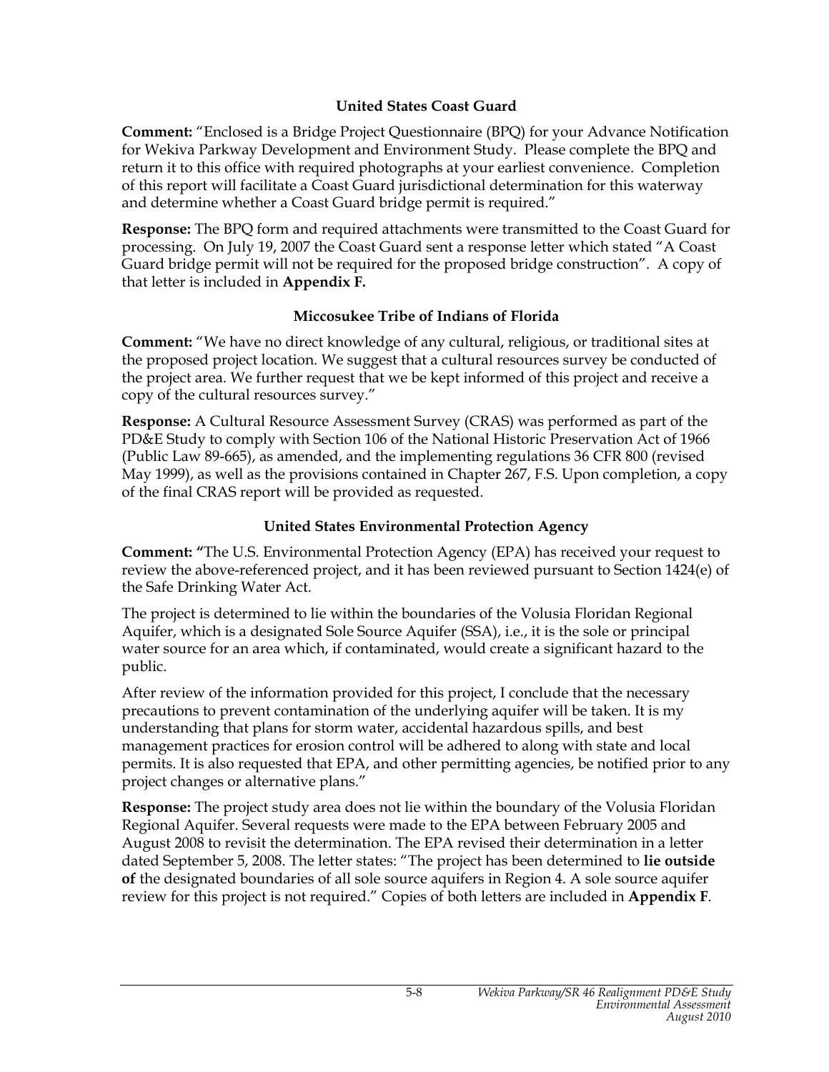### United States Coast Guard

**Comment:** "Enclosed is a Bridge Project Questionnaire (BPQ) for your Advance Notification for Wekiva Parkway Development and Environment Study. Please complete the BPQ and return it to this office with required photographs at your earliest convenience. Completion of this report will facilitate a Coast Guard jurisdictional determination for this waterway and determine whether a Coast Guard bridge permit is required."

**Response:** The BPQ form and required attachments were transmitted to the Coast Guard for processing. On July 19, 2007 the Coast Guard sent a response letter which stated "A Coast Guard bridge permit will not be required for the proposed bridge construction". A copy of that letter is included in **Appendix F.**

### Miccosukee Tribe of Indians of Florida

**Comment:** "We have no direct knowledge of any cultural, religious, or traditional sites at the proposed project location. We suggest that a cultural resources survey be conducted of the project area. We further request that we be kept informed of this project and receive a copy of the cultural resources survey."

**Response:** A Cultural Resource Assessment Survey (CRAS) was performed as part of the PD&E Study to comply with Section 106 of the National Historic Preservation Act of 1966 (Public Law 89-665), as amended, and the implementing regulations 36 CFR 800 (revised May 1999), as well as the provisions contained in Chapter 267, F.S. Upon completion, a copy of the final CRAS report will be provided as requested.

### United States Environmental Protection Agency

**Comment: "**The U.S. Environmental Protection Agency (EPA) has received your request to review the above-referenced project, and it has been reviewed pursuant to Section 1424(e) of the Safe Drinking Water Act.

The project is determined to lie within the boundaries of the Volusia Floridan Regional Aquifer, which is a designated Sole Source Aquifer (SSA), i.e., it is the sole or principal water source for an area which, if contaminated, would create a significant hazard to the public.

After review of the information provided for this project, I conclude that the necessary precautions to prevent contamination of the underlying aquifer will be taken. It is my understanding that plans for storm water, accidental hazardous spills, and best management practices for erosion control will be adhered to along with state and local permits. It is also requested that EPA, and other permitting agencies, be notified prior to any project changes or alternative plans."

**Response:** The project study area does not lie within the boundary of the Volusia Floridan Regional Aquifer. Several requests were made to the EPA between February 2005 and August 2008 to revisit the determination. The EPA revised their determination in a letter dated September 5, 2008. The letter states: "The project has been determined to **lie outside of** the designated boundaries of all sole source aquifers in Region 4. A sole source aquifer review for this project is not required." Copies of both letters are included in **Appendix F**.